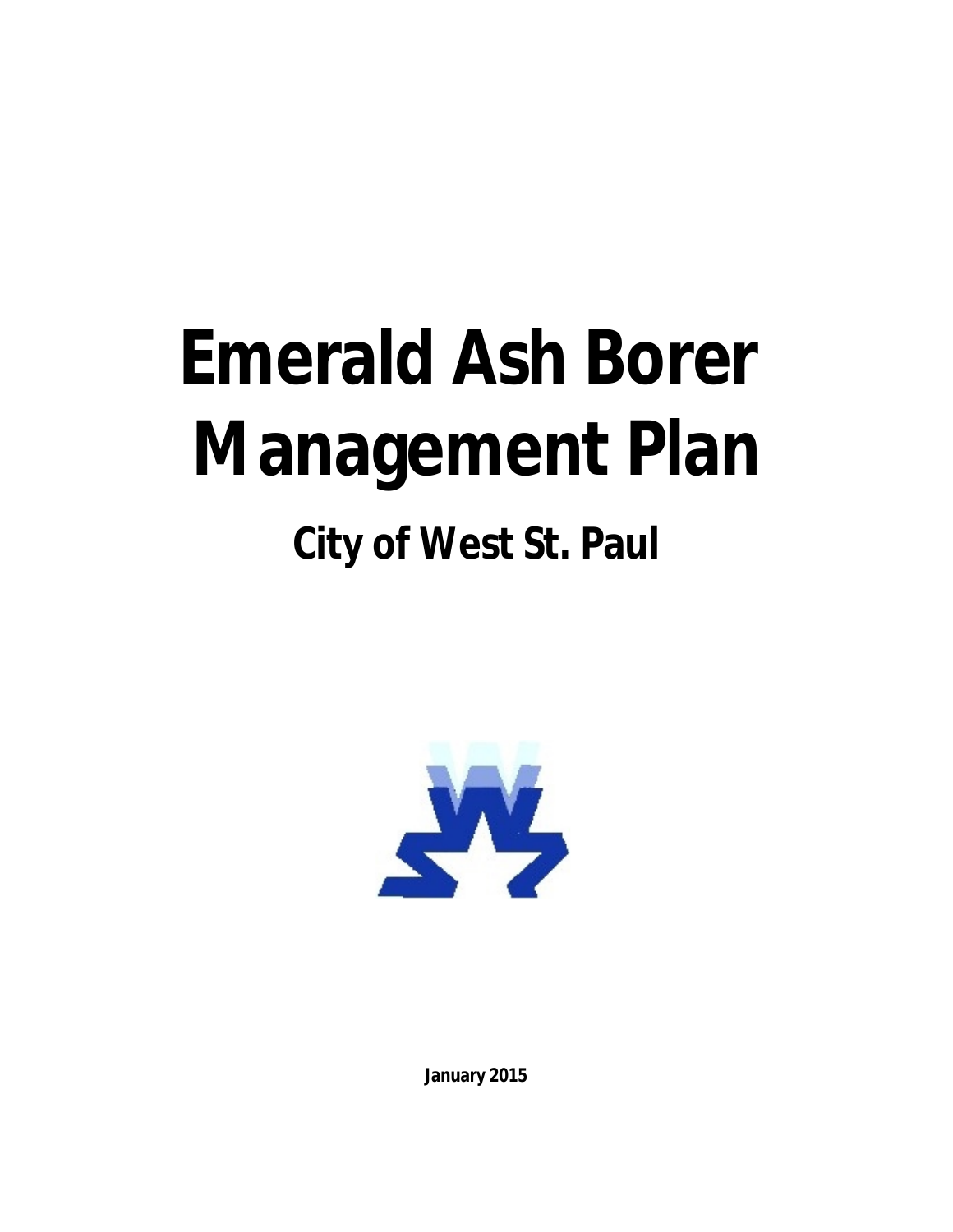# Emerald Ash Borer Management Plan

## City of West St. Paul

**January 2015**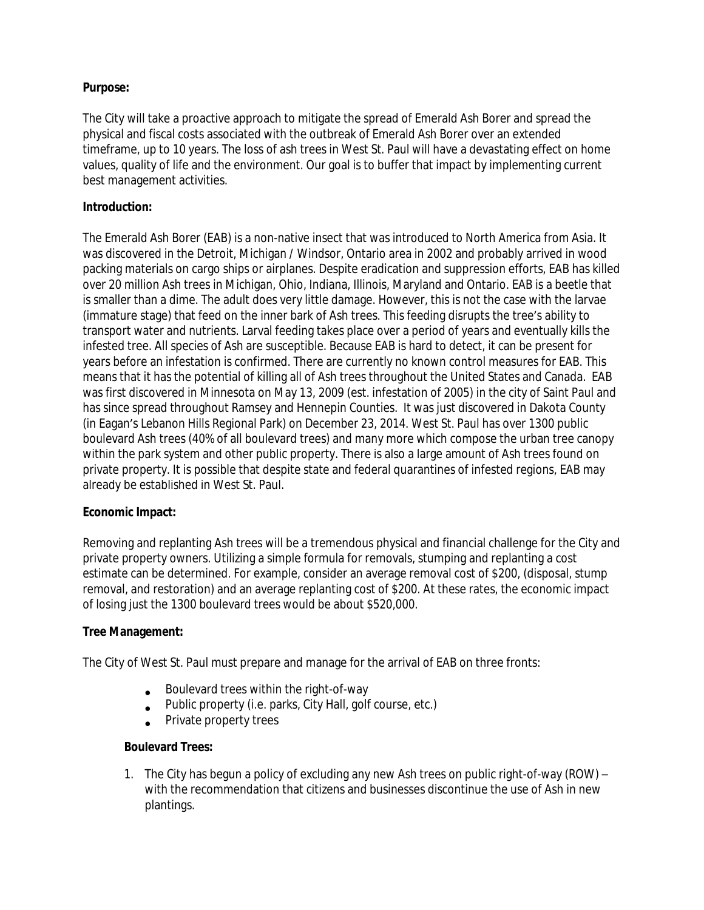**Purpose:**

The City will take a proactive approach to mitigate the spread of Emerald Ash Borer and spread the physical and fiscal costs associated with the outbreak of Emerald Ash Borer over an extended timeframe, up to 10 years. The loss of ash trees in West St. Paul will have a devastating effect on home values, quality of life and the environment. Our goal is to buffer that impact by implementing current best management activities.

**Introduction:**

The Emerald Ash Borer (EAB) is a non-native insect that was introduced to North America from Asia. It was discovered in the Detroit, Michigan / Windsor, Ontario area in 2002 and probably arrived in wood packing materials on cargo ships or airplanes. Despite eradication and suppression efforts, EAB has killed over 20 million Ash trees in Michigan, Ohio, Indiana, Illinois, Maryland and Ontario. EAB is a beetle that is smaller than a dime. The adult does very little damage. However, this is not the case with the larvae (immature stage) that feed on the inner bark of Ash trees. This feeding disrupts the tree's ability to transport water and nutrients. Larval feeding takes place over a period of years and eventually kills the infested tree. All species of Ash are susceptible. Because EAB is hard to detect, it can be present for years before an infestation is confirmed. There are currently no known control measures for EAB. This means that it has the potential of killing all of Ash trees throughout the United States and Canada. EAB was first discovered in Minnesota on May 13, 2009 (est. infestation of 2005) in the city of Saint Paul and has since spread throughout Ramsey and Hennepin Counties. It was just discovered in Dakota County (in Eagan's Lebanon Hills Regional Park) on December 23, 2014. West St. Paul has over 1300 public boulevard Ash trees (40% of all boulevard trees) and many more which compose the urban tree canopy within the park system and other public property. There is also a large amount of Ash trees found on private property. It is possible that despite state and federal quarantines of infested regions, EAB may already be established in West St. Paul.

**Economic Impact:**

Removing and replanting Ash trees will be a tremendous physical and financial challenge for the City and private property owners. Utilizing a simple formula for removals, stumping and replanting a cost estimate can be determined. For example, consider an average removal cost of $200, (disposal, stump removal, and restoration) and an average replanting cost of $200. At these rates, the economic impact of losing just the 1300 boulevard trees would be about $520,000.

**Tree Management:**

The City of West St. Paul must prepare and manage for the arrival of EAB on three fronts:

- Boulevard trees within the right-of-way
- Public property (i.e. parks, City Hall, golf course, etc.)
- Private property trees

**Boulevard Trees:**

1. The City has begun a policy of excluding any new Ash trees on public right-of-way (ROW) – with the recommendation that citizens and businesses discontinue the use of Ash in new plantings.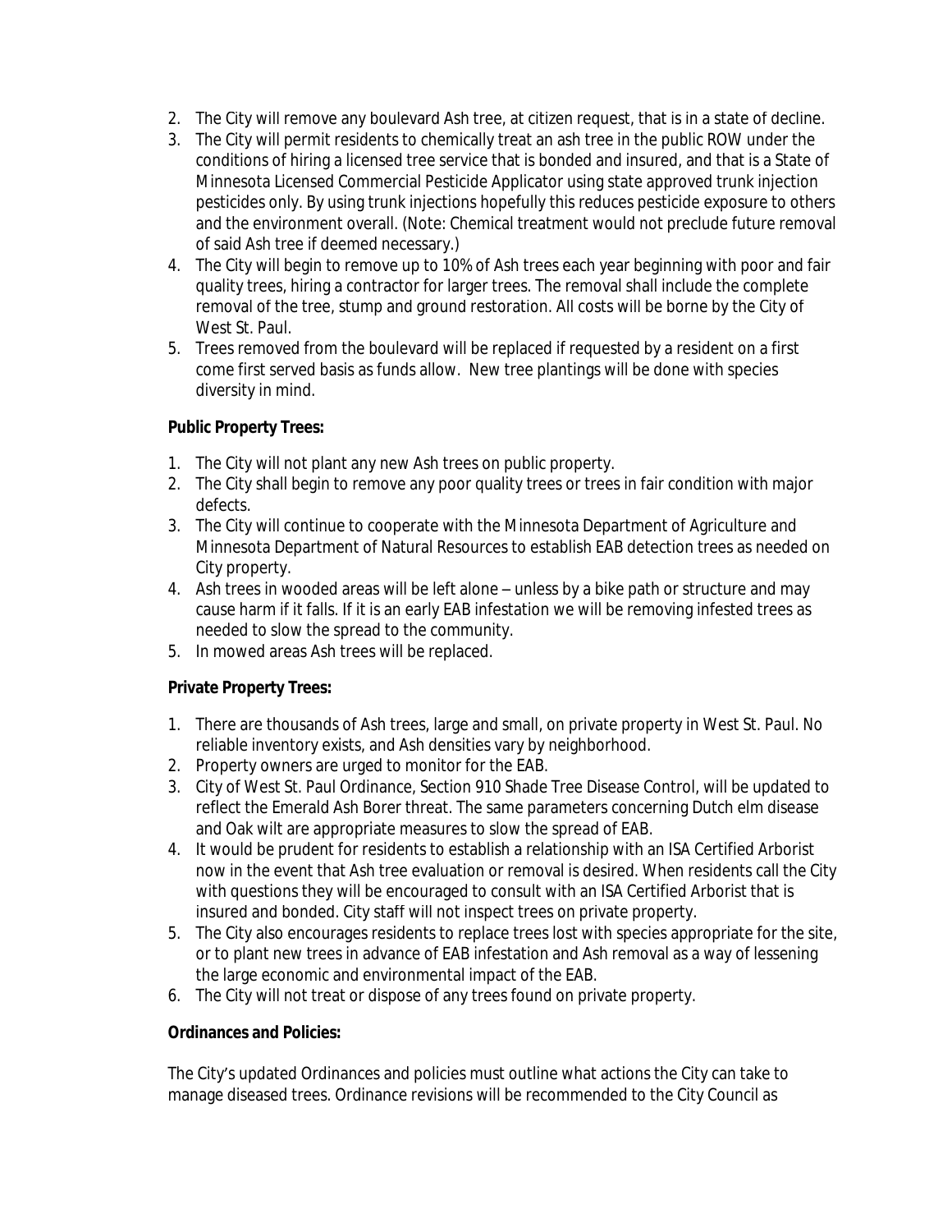2. The City will remove any boulevard Ash tree, at citizen request, that is in a state of decline.
3. The City will permit residents to chemically treat an ash tree in the public ROW under the conditions of hiring a licensed tree service that is bonded and insured, and that is a State of Minnesota Licensed Commercial Pesticide Applicator using state approved trunk injection pesticides only. By using trunk injections hopefully this reduces pesticide exposure to others and the environment overall. (Note: Chemical treatment would not preclude future removal of said Ash tree if deemed necessary.)
4. The City will begin to remove up to 10% of Ash trees each year beginning with poor and fair quality trees, hiring a contractor for larger trees. The removal shall include the complete removal of the tree, stump and ground restoration. All costs will be borne by the City of West St. Paul.
5. Trees removed from the boulevard will be replaced if requested by a resident on a first come first served basis as funds allow. New tree plantings will be done with species diversity in mind.

**Public Property Trees:**

1. The City will not plant any new Ash trees on public property.
2. The City shall begin to remove any poor quality trees or trees in fair condition with major defects.
3. The City will continue to cooperate with the Minnesota Department of Agriculture and Minnesota Department of Natural Resources to establish EAB detection trees as needed on City property.
4. Ash trees in wooded areas will be left alone – unless by a bike path or structure and may cause harm if it falls. If it is an early EAB infestation we will be removing infested trees as needed to slow the spread to the community.
5. In mowed areas Ash trees will be replaced.

**Private Property Trees:**

1. There are thousands of Ash trees, large and small, on private property in West St. Paul. No reliable inventory exists, and Ash densities vary by neighborhood.
2. Property owners are urged to monitor for the EAB.
3. City of West St. Paul Ordinance, Section 910 Shade Tree Disease Control, will be updated to reflect the Emerald Ash Borer threat. The same parameters concerning Dutch elm disease and Oak wilt are appropriate measures to slow the spread of EAB.
4. It would be prudent for residents to establish a relationship with an ISA Certified Arborist now in the event that Ash tree evaluation or removal is desired. When residents call the City with questions they will be encouraged to consult with an ISA Certified Arborist that is insured and bonded. City staff will not inspect trees on private property.
5. The City also encourages residents to replace trees lost with species appropriate for the site, or to plant new trees in advance of EAB infestation and Ash removal as a way of lessening the large economic and environmental impact of the EAB.
6. The City will not treat or dispose of any trees found on private property.

**Ordinances and Policies:**

The City's updated Ordinances and policies must outline what actions the City can take to manage diseased trees. Ordinance revisions will be recommended to the City Council as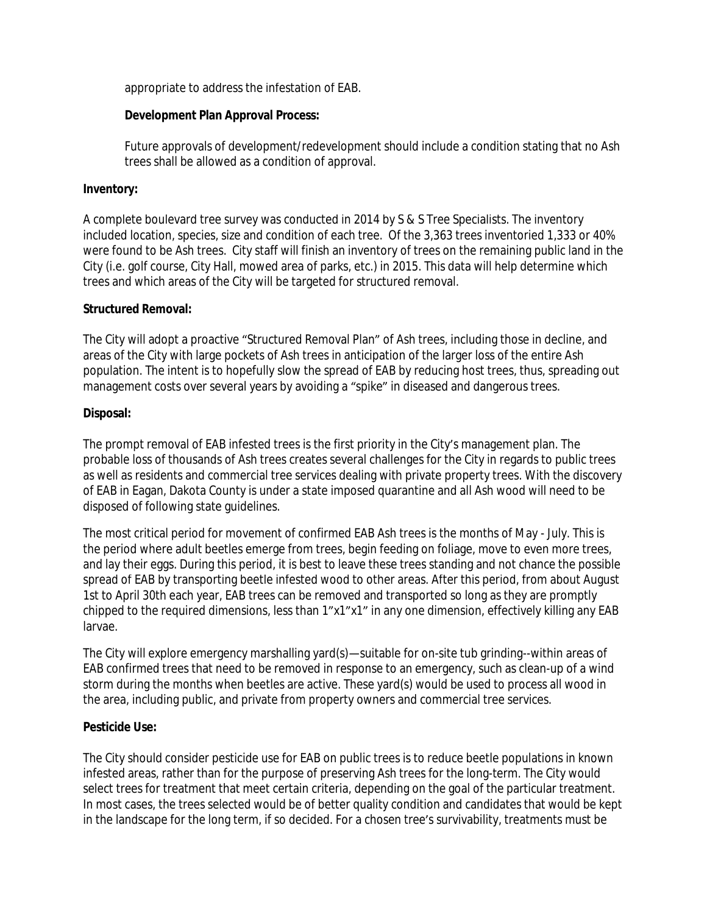appropriate to address the infestation of EAB.

**Development Plan Approval Process:**

Future approvals of development/redevelopment should include a condition stating that no Ash trees shall be allowed as a condition of approval.

**Inventory:**

A complete boulevard tree survey was conducted in 2014 by S & S Tree Specialists. The inventory included location, species, size and condition of each tree. Of the 3,363 trees inventoried 1,333 or 40% were found to be Ash trees. City staff will finish an inventory of trees on the remaining public land in the City (i.e. golf course, City Hall, mowed area of parks, etc.) in 2015. This data will help determine which trees and which areas of the City will be targeted for structured removal.

**Structured Removal:**

The City will adopt a proactive "Structured Removal Plan" of Ash trees, including those in decline, and areas of the City with large pockets of Ash trees in anticipation of the larger loss of the entire Ash population. The intent is to hopefully slow the spread of EAB by reducing host trees, thus, spreading out management costs over several years by avoiding a "spike" in diseased and dangerous trees.

**Disposal:**

The prompt removal of EAB infested trees is the first priority in the City's management plan. The probable loss of thousands of Ash trees creates several challenges for the City in regards to public trees as well as residents and commercial tree services dealing with private property trees. With the discovery of EAB in Eagan, Dakota County is under a state imposed quarantine and all Ash wood will need to be disposed of following state guidelines.

The most critical period for movement of confirmed EAB Ash trees is the months of May - July. This is the period where adult beetles emerge from trees, begin feeding on foliage, move to even more trees, and lay their eggs. During this period, it is best to leave these trees standing and not chance the possible spread of EAB by transporting beetle infested wood to other areas. After this period, from about August 1st to April 30th each year, EAB trees can be removed and transported so long as they are promptly chipped to the required dimensions, less than 1"x1"x1" in any one dimension, effectively killing any EAB larvae.

The City will explore emergency marshalling yard(s)—suitable for on-site tub grinding--within areas of EAB confirmed trees that need to be removed in response to an emergency, such as clean-up of a wind storm during the months when beetles are active. These yard(s) would be used to process all wood in the area, including public, and private from property owners and commercial tree services.

**Pesticide Use:**

The City should consider pesticide use for EAB on public trees is to reduce beetle populations in known infested areas, rather than for the purpose of preserving Ash trees for the long-term. The City would select trees for treatment that meet certain criteria, depending on the goal of the particular treatment. In most cases, the trees selected would be of better quality condition and candidates that would be kept in the landscape for the long term, if so decided. For a chosen tree's survivability, treatments must be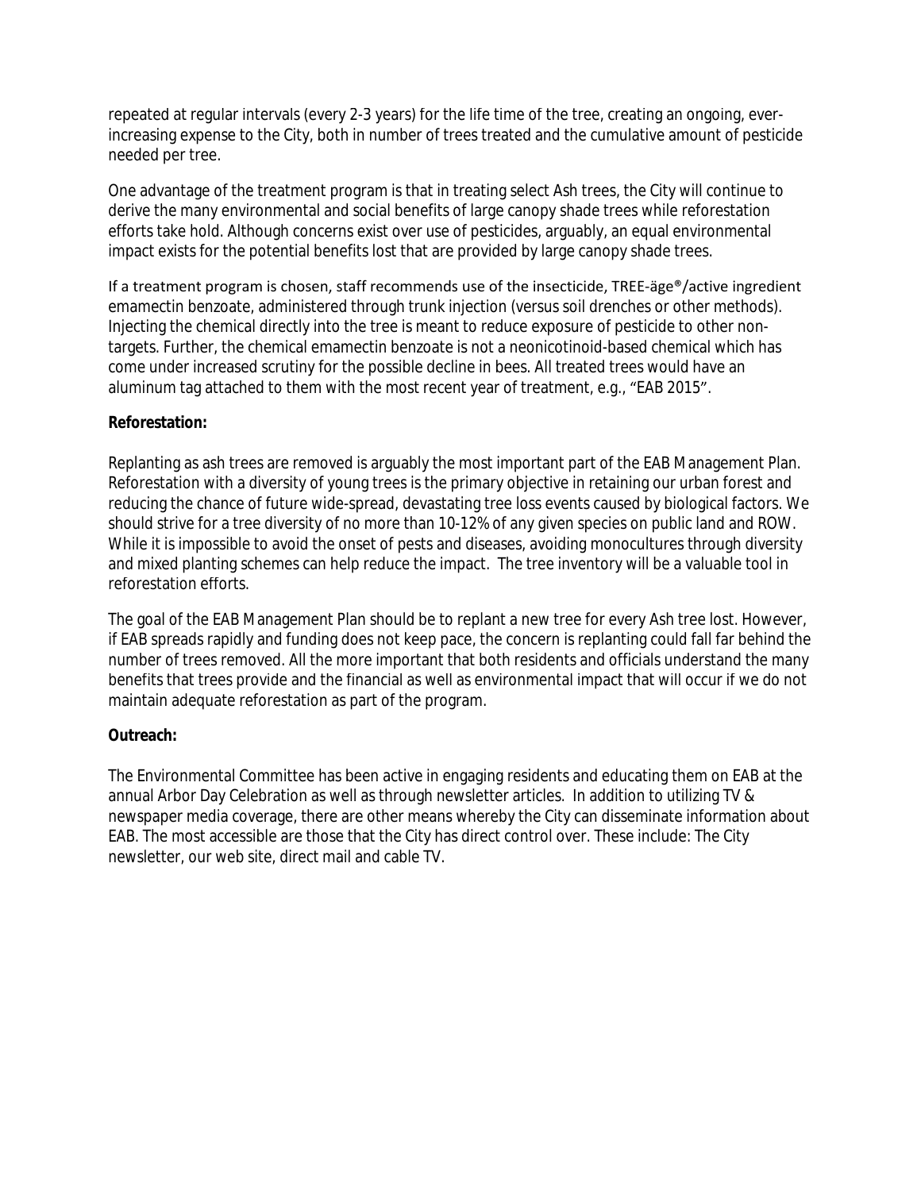repeated at regular intervals (every 2-3 years) for the life time of the tree, creating an ongoing, ever-increasing expense to the City, both in number of trees treated and the cumulative amount of pesticide needed per tree.

One advantage of the treatment program is that in treating select Ash trees, the City will continue to derive the many environmental and social benefits of large canopy shade trees while reforestation efforts take hold. Although concerns exist over use of pesticides, arguably, an equal environmental impact exists for the potential benefits lost that are provided by large canopy shade trees.

If a treatment program is chosen, staff recommends use of the insecticide, TREE-äge®/active ingredient emamectin benzoate, administered through trunk injection (versus soil drenches or other methods). Injecting the chemical directly into the tree is meant to reduce exposure of pesticide to other non-targets. Further, the chemical emamectin benzoate is not a neonicotinoid-based chemical which has come under increased scrutiny for the possible decline in bees. All treated trees would have an aluminum tag attached to them with the most recent year of treatment, e.g., "EAB 2015".

**Reforestation:**

Replanting as ash trees are removed is arguably the most important part of the EAB Management Plan. Reforestation with a diversity of young trees is the primary objective in retaining our urban forest and reducing the chance of future wide-spread, devastating tree loss events caused by biological factors. We should strive for a tree diversity of no more than 10-12% of any given species on public land and ROW. While it is impossible to avoid the onset of pests and diseases, avoiding monocultures through diversity and mixed planting schemes can help reduce the impact. The tree inventory will be a valuable tool in reforestation efforts.

The goal of the EAB Management Plan should be to replant a new tree for every Ash tree lost. However, if EAB spreads rapidly and funding does not keep pace, the concern is replanting could fall far behind the number of trees removed. All the more important that both residents and officials understand the many benefits that trees provide and the financial as well as environmental impact that will occur if we do not maintain adequate reforestation as part of the program.

**Outreach:**

The Environmental Committee has been active in engaging residents and educating them on EAB at the annual Arbor Day Celebration as well as through newsletter articles. In addition to utilizing TV & newspaper media coverage, there are other means whereby the City can disseminate information about EAB. The most accessible are those that the City has direct control over. These include: The City newsletter, our web site, direct mail and cable TV.